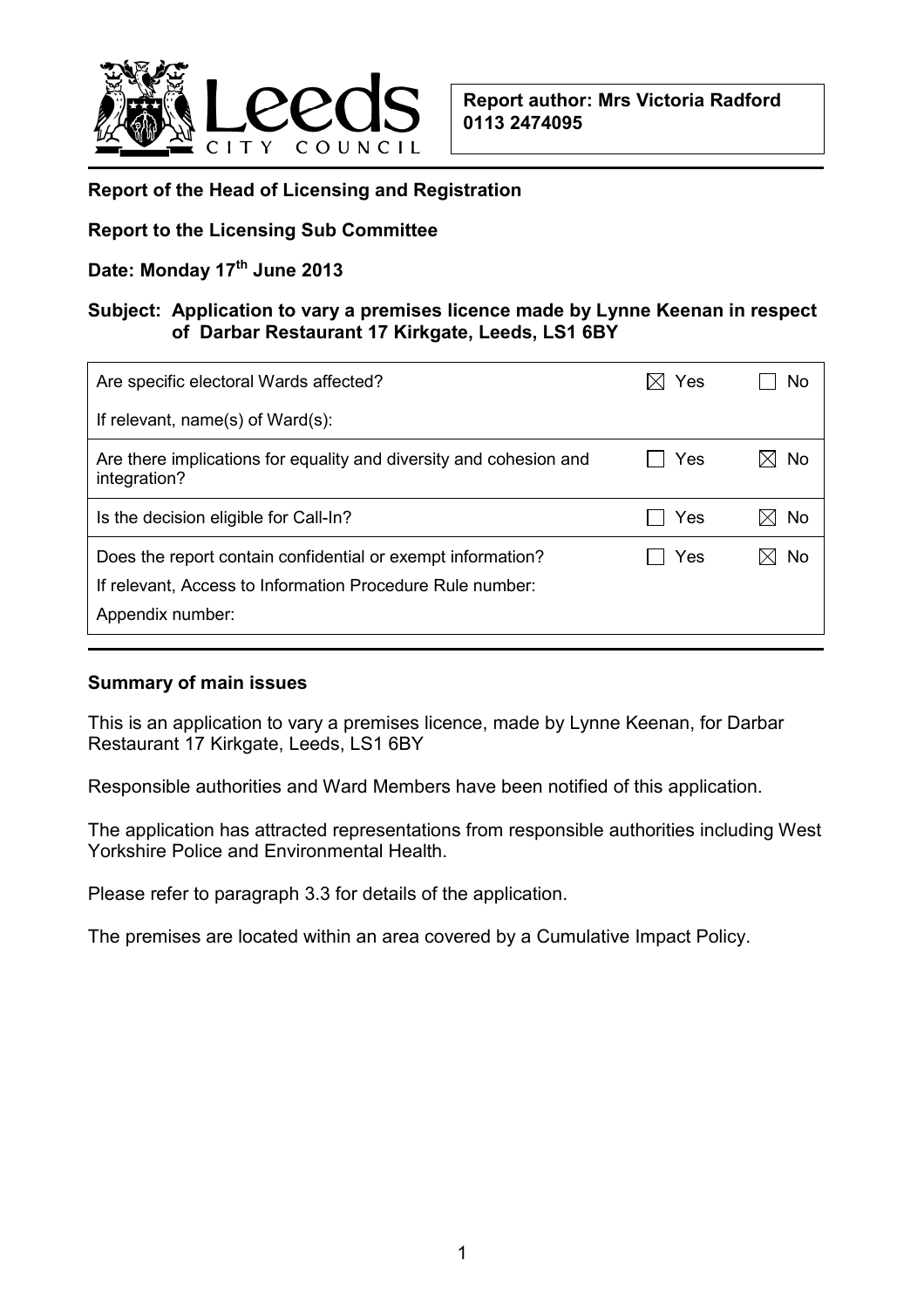**Report author: Mrs Victoria Radford**
**0113 2474095**

**Report of the Head of Licensing and Registration**

**Report to the Licensing Sub Committee**

**Date: Monday 17th June 2013**

**Subject: Application to vary a premises licence made by Lynne Keenan in respect of Darbar Restaurant 17 Kirkgate, Leeds, LS1 6BY**

| | | |
|---|---|---|
| Are specific electoral Wards affected? | ☒ Yes | ☐ No |
| If relevant, name(s) of Ward(s): | | |
| Are there implications for equality and diversity and cohesion and integration? | ☐ Yes | ☒ No |
| Is the decision eligible for Call-In? | ☐ Yes | ☒ No |
| Does the report contain confidential or exempt information? | ☐ Yes | ☒ No |
| If relevant, Access to Information Procedure Rule number: | | |
| Appendix number: | | |

**Summary of main issues**

This is an application to vary a premises licence, made by Lynne Keenan, for Darbar Restaurant 17 Kirkgate, Leeds, LS1 6BY

Responsible authorities and Ward Members have been notified of this application.

The application has attracted representations from responsible authorities including West Yorkshire Police and Environmental Health.

Please refer to paragraph 3.3 for details of the application.

The premises are located within an area covered by a Cumulative Impact Policy.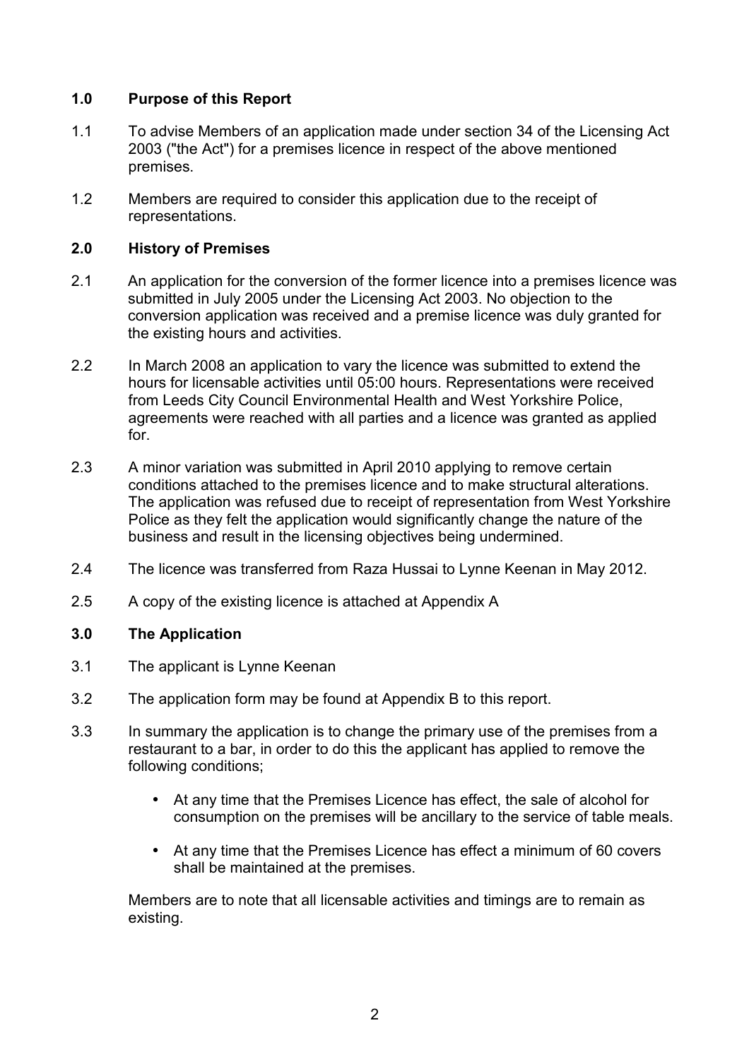## 1.0 Purpose of this Report

1.1 To advise Members of an application made under section 34 of the Licensing Act 2003 ("the Act") for a premises licence in respect of the above mentioned premises.

1.2 Members are required to consider this application due to the receipt of representations.

## 2.0 History of Premises

2.1 An application for the conversion of the former licence into a premises licence was submitted in July 2005 under the Licensing Act 2003. No objection to the conversion application was received and a premise licence was duly granted for the existing hours and activities.

2.2 In March 2008 an application to vary the licence was submitted to extend the hours for licensable activities until 05:00 hours. Representations were received from Leeds City Council Environmental Health and West Yorkshire Police, agreements were reached with all parties and a licence was granted as applied for.

2.3 A minor variation was submitted in April 2010 applying to remove certain conditions attached to the premises licence and to make structural alterations. The application was refused due to receipt of representation from West Yorkshire Police as they felt the application would significantly change the nature of the business and result in the licensing objectives being undermined.

2.4 The licence was transferred from Raza Hussai to Lynne Keenan in May 2012.

2.5 A copy of the existing licence is attached at Appendix A

## 3.0 The Application

3.1 The applicant is Lynne Keenan

3.2 The application form may be found at Appendix B to this report.

3.3 In summary the application is to change the primary use of the premises from a restaurant to a bar, in order to do this the applicant has applied to remove the following conditions;

- At any time that the Premises Licence has effect, the sale of alcohol for consumption on the premises will be ancillary to the service of table meals.
- At any time that the Premises Licence has effect a minimum of 60 covers shall be maintained at the premises.

Members are to note that all licensable activities and timings are to remain as existing.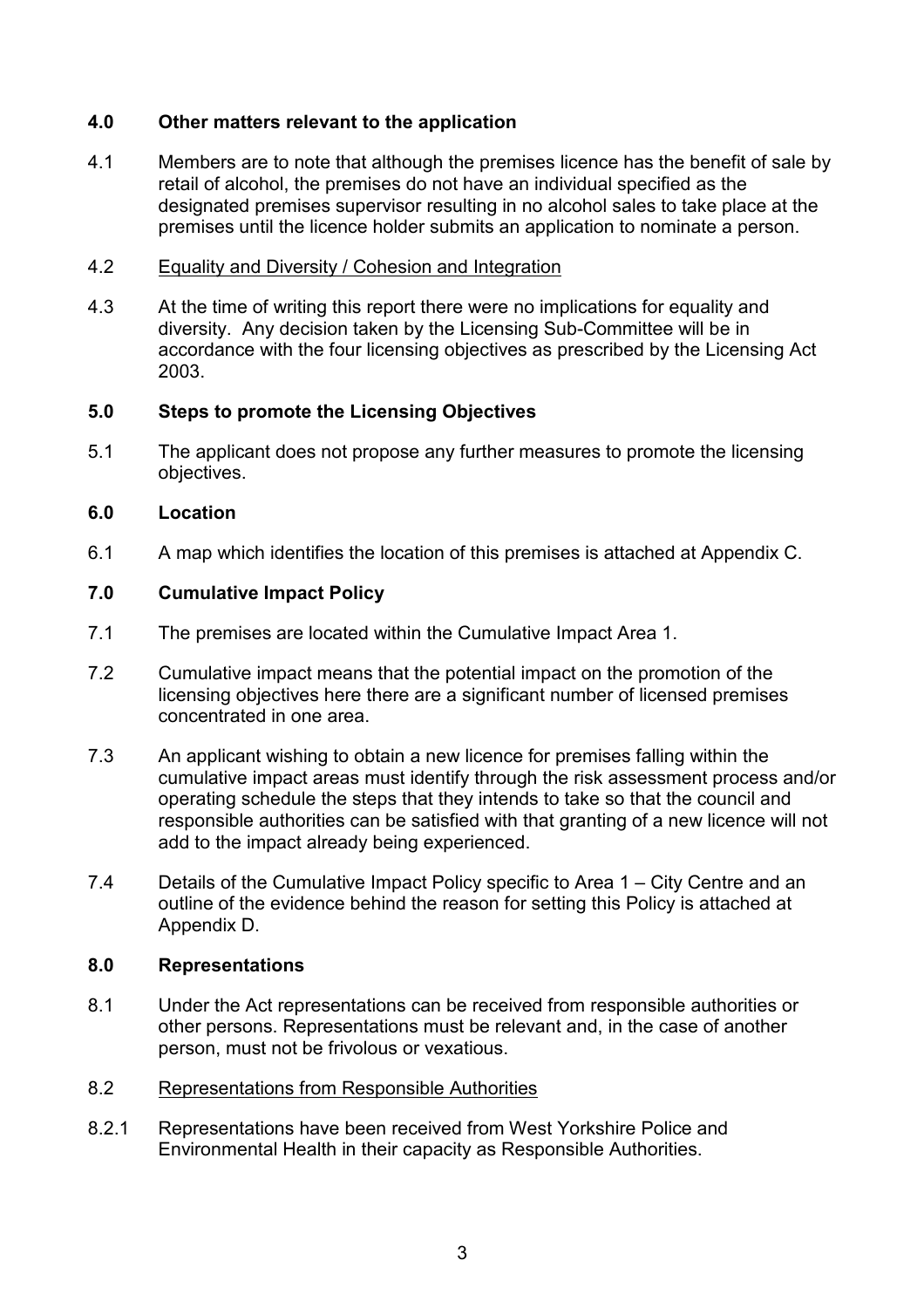## 4.0 Other matters relevant to the application

4.1 Members are to note that although the premises licence has the benefit of sale by retail of alcohol, the premises do not have an individual specified as the designated premises supervisor resulting in no alcohol sales to take place at the premises until the licence holder submits an application to nominate a person.

4.2 Equality and Diversity / Cohesion and Integration

4.3 At the time of writing this report there were no implications for equality and diversity. Any decision taken by the Licensing Sub-Committee will be in accordance with the four licensing objectives as prescribed by the Licensing Act 2003.

## 5.0 Steps to promote the Licensing Objectives

5.1 The applicant does not propose any further measures to promote the licensing objectives.

## 6.0 Location

6.1 A map which identifies the location of this premises is attached at Appendix C.

## 7.0 Cumulative Impact Policy

7.1 The premises are located within the Cumulative Impact Area 1.

7.2 Cumulative impact means that the potential impact on the promotion of the licensing objectives here there are a significant number of licensed premises concentrated in one area.

7.3 An applicant wishing to obtain a new licence for premises falling within the cumulative impact areas must identify through the risk assessment process and/or operating schedule the steps that they intends to take so that the council and responsible authorities can be satisfied with that granting of a new licence will not add to the impact already being experienced.

7.4 Details of the Cumulative Impact Policy specific to Area 1 – City Centre and an outline of the evidence behind the reason for setting this Policy is attached at Appendix D.

## 8.0 Representations

8.1 Under the Act representations can be received from responsible authorities or other persons. Representations must be relevant and, in the case of another person, must not be frivolous or vexatious.

8.2 Representations from Responsible Authorities

8.2.1 Representations have been received from West Yorkshire Police and Environmental Health in their capacity as Responsible Authorities.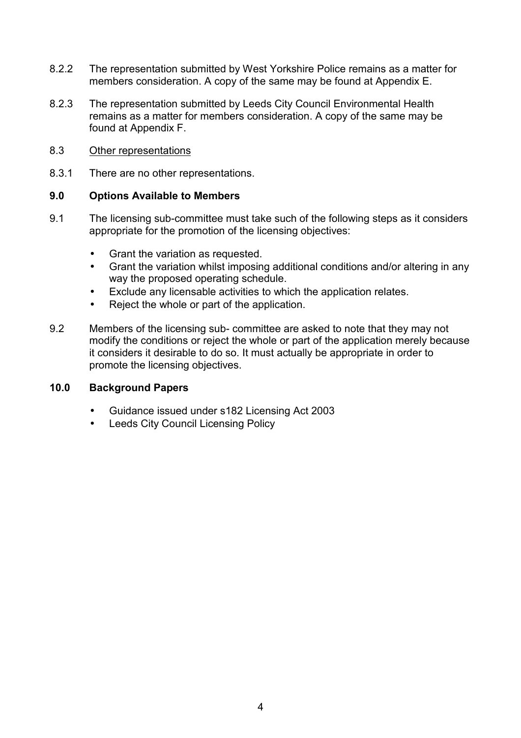8.2.2 The representation submitted by West Yorkshire Police remains as a matter for members consideration. A copy of the same may be found at Appendix E.

8.2.3 The representation submitted by Leeds City Council Environmental Health remains as a matter for members consideration. A copy of the same may be found at Appendix F.

8.3 Other representations

8.3.1 There are no other representations.

## 9.0 Options Available to Members

9.1 The licensing sub-committee must take such of the following steps as it considers appropriate for the promotion of the licensing objectives:

- Grant the variation as requested.
- Grant the variation whilst imposing additional conditions and/or altering in any way the proposed operating schedule.
- Exclude any licensable activities to which the application relates.
- Reject the whole or part of the application.

9.2 Members of the licensing sub- committee are asked to note that they may not modify the conditions or reject the whole or part of the application merely because it considers it desirable to do so. It must actually be appropriate in order to promote the licensing objectives.

## 10.0 Background Papers

- Guidance issued under s182 Licensing Act 2003
- Leeds City Council Licensing Policy